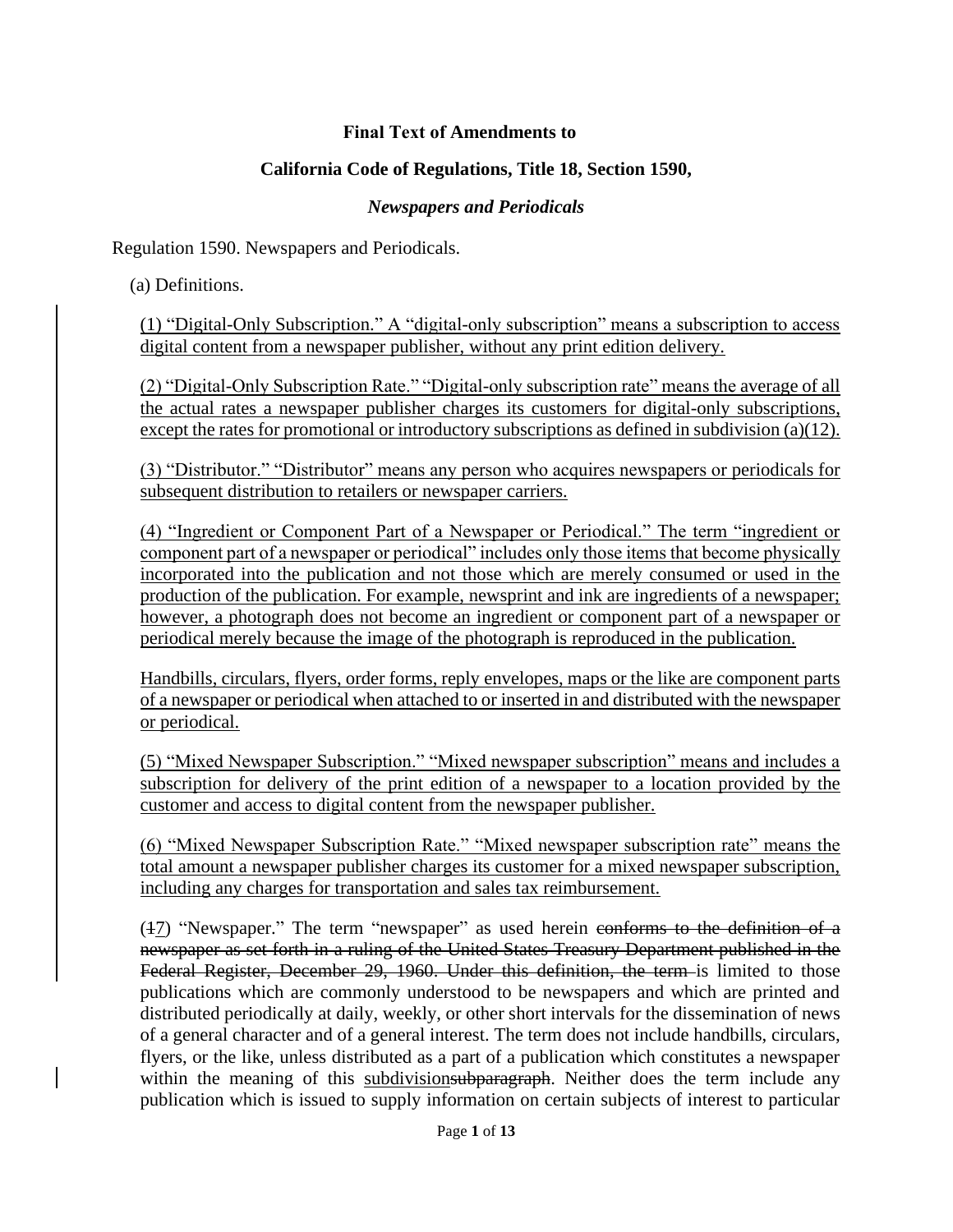**Final Text of Amendments to**

**California Code of Regulations, Title 18, Section 1590,**

***Newspapers and Periodicals***

Regulation 1590. Newspapers and Periodicals.

(a) Definitions.

<u>(1) "Digital-Only Subscription." A "digital-only subscription" means a subscription to access digital content from a newspaper publisher, without any print edition delivery.</u>

<u>(2) "Digital-Only Subscription Rate." "Digital-only subscription rate" means the average of all the actual rates a newspaper publisher charges its customers for digital-only subscriptions, except the rates for promotional or introductory subscriptions as defined in subdivision (a)(12).</u>

<u>(3) "Distributor." "Distributor" means any person who acquires newspapers or periodicals for subsequent distribution to retailers or newspaper carriers.</u>

<u>(4) "Ingredient or Component Part of a Newspaper or Periodical." The term "ingredient or component part of a newspaper or periodical" includes only those items that become physically incorporated into the publication and not those which are merely consumed or used in the production of the publication. For example, newsprint and ink are ingredients of a newspaper; however, a photograph does not become an ingredient or component part of a newspaper or periodical merely because the image of the photograph is reproduced in the publication.</u>

<u>Handbills, circulars, flyers, order forms, reply envelopes, maps or the like are component parts of a newspaper or periodical when attached to or inserted in and distributed with the newspaper or periodical.</u>

<u>(5) "Mixed Newspaper Subscription." "Mixed newspaper subscription" means and includes a subscription for delivery of the print edition of a newspaper to a location provided by the customer and access to digital content from the newspaper publisher.</u>

<u>(6) "Mixed Newspaper Subscription Rate." "Mixed newspaper subscription rate" means the total amount a newspaper publisher charges its customer for a mixed newspaper subscription, including any charges for transportation and sales tax reimbursement.</u>

(~~1~~<u>7</u>) "Newspaper." The term "newspaper" as used herein ~~conforms to the definition of a newspaper as set forth in a ruling of the United States Treasury Department published in the Federal Register, December 29, 1960. Under this definition, the term~~ is limited to those publications which are commonly understood to be newspapers and which are printed and distributed periodically at daily, weekly, or other short intervals for the dissemination of news of a general character and of a general interest. The term does not include handbills, circulars, flyers, or the like, unless distributed as a part of a publication which constitutes a newspaper within the meaning of this <u>subdivision</u>~~subparagraph~~. Neither does the term include any publication which is issued to supply information on certain subjects of interest to particular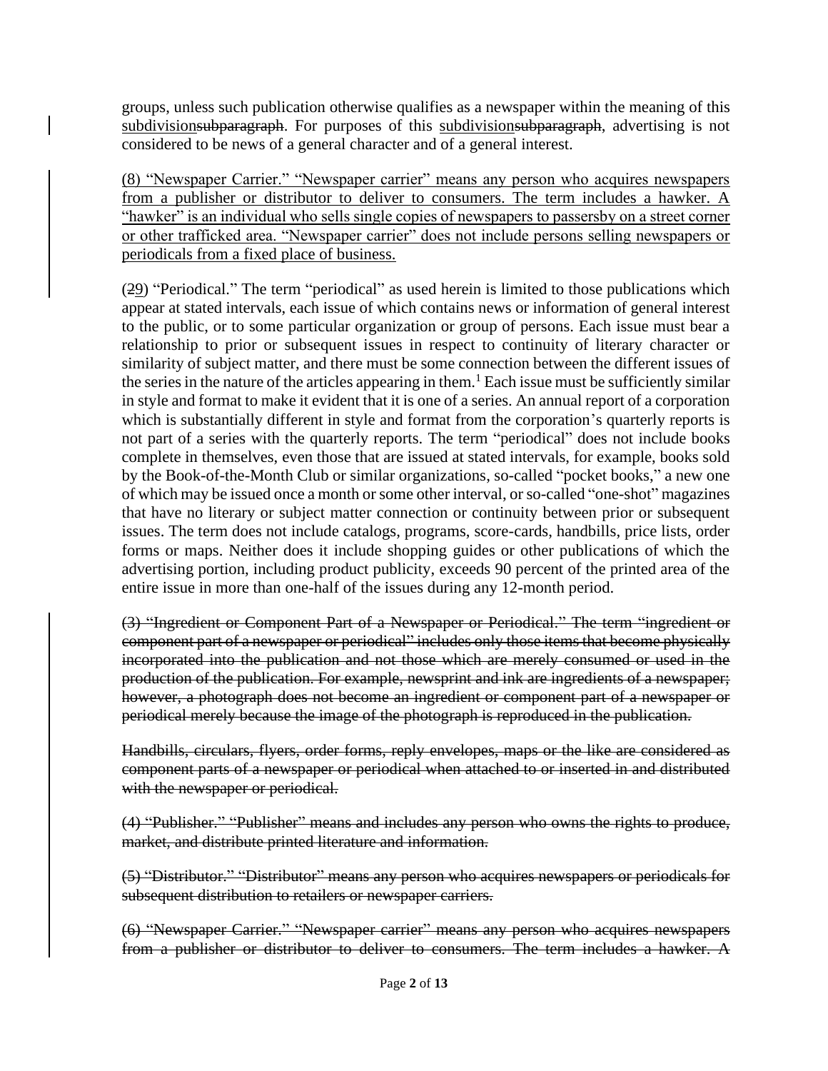groups, unless such publication otherwise qualifies as a newspaper within the meaning of this <u>subdivision</u>~~subparagraph~~. For purposes of this <u>subdivision</u>~~subparagraph~~, advertising is not considered to be news of a general character and of a general interest.

<u>(8) "Newspaper Carrier." "Newspaper carrier" means any person who acquires newspapers from a publisher or distributor to deliver to consumers. The term includes a hawker. A "hawker" is an individual who sells single copies of newspapers to passersby on a street corner or other trafficked area. "Newspaper carrier" does not include persons selling newspapers or periodicals from a fixed place of business.</u>

(~~2~~<u>9</u>) "Periodical." The term "periodical" as used herein is limited to those publications which appear at stated intervals, each issue of which contains news or information of general interest to the public, or to some particular organization or group of persons. Each issue must bear a relationship to prior or subsequent issues in respect to continuity of literary character or similarity of subject matter, and there must be some connection between the different issues of the series in the nature of the articles appearing in them.[1] Each issue must be sufficiently similar in style and format to make it evident that it is one of a series. An annual report of a corporation which is substantially different in style and format from the corporation's quarterly reports is not part of a series with the quarterly reports. The term "periodical" does not include books complete in themselves, even those that are issued at stated intervals, for example, books sold by the Book-of-the-Month Club or similar organizations, so-called "pocket books," a new one of which may be issued once a month or some other interval, or so-called "one-shot" magazines that have no literary or subject matter connection or continuity between prior or subsequent issues. The term does not include catalogs, programs, score-cards, handbills, price lists, order forms or maps. Neither does it include shopping guides or other publications of which the advertising portion, including product publicity, exceeds 90 percent of the printed area of the entire issue in more than one-half of the issues during any 12-month period.

~~(3) "Ingredient or Component Part of a Newspaper or Periodical." The term "ingredient or component part of a newspaper or periodical" includes only those items that become physically incorporated into the publication and not those which are merely consumed or used in the production of the publication. For example, newsprint and ink are ingredients of a newspaper; however, a photograph does not become an ingredient or component part of a newspaper or periodical merely because the image of the photograph is reproduced in the publication.~~

~~Handbills, circulars, flyers, order forms, reply envelopes, maps or the like are considered as component parts of a newspaper or periodical when attached to or inserted in and distributed with the newspaper or periodical.~~

~~(4) "Publisher." "Publisher" means and includes any person who owns the rights to produce, market, and distribute printed literature and information.~~

~~(5) "Distributor." "Distributor" means any person who acquires newspapers or periodicals for subsequent distribution to retailers or newspaper carriers.~~

~~(6) "Newspaper Carrier." "Newspaper carrier" means any person who acquires newspapers from a publisher or distributor to deliver to consumers. The term includes a hawker. A~~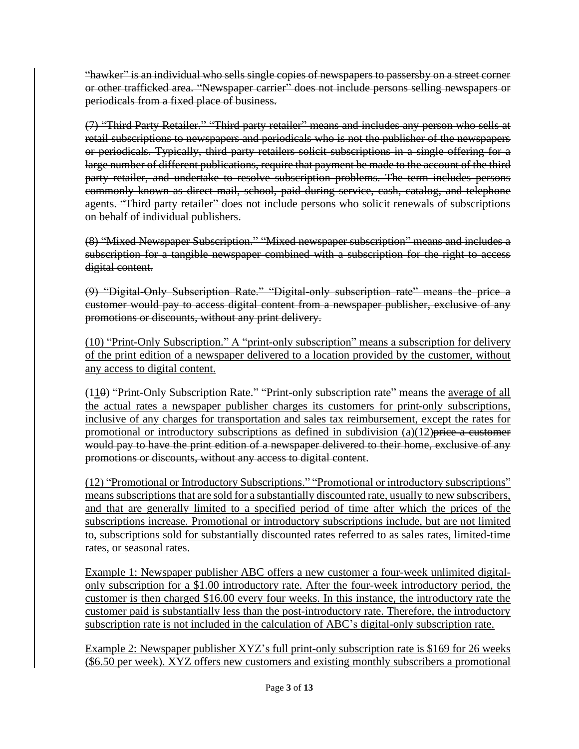~~"hawker" is an individual who sells single copies of newspapers to passersby on a street corner or other trafficked area. "Newspaper carrier" does not include persons selling newspapers or periodicals from a fixed place of business.~~

~~(7) "Third Party Retailer." "Third party retailer" means and includes any person who sells at retail subscriptions to newspapers and periodicals who is not the publisher of the newspapers or periodicals. Typically, third party retailers solicit subscriptions in a single offering for a large number of different publications, require that payment be made to the account of the third party retailer, and undertake to resolve subscription problems. The term includes persons commonly known as direct mail, school, paid during service, cash, catalog, and telephone agents. "Third party retailer" does not include persons who solicit renewals of subscriptions on behalf of individual publishers.~~

~~(8) "Mixed Newspaper Subscription." "Mixed newspaper subscription" means and includes a subscription for a tangible newspaper combined with a subscription for the right to access digital content.~~

~~(9) "Digital-Only Subscription Rate." "Digital-only subscription rate" means the price a customer would pay to access digital content from a newspaper publisher, exclusive of any promotions or discounts, without any print delivery.~~

<u>(10) "Print-Only Subscription." A "print-only subscription" means a subscription for delivery of the print edition of a newspaper delivered to a location provided by the customer, without any access to digital content.</u>

(1<u>1</u>~~0~~) "Print-Only Subscription Rate." "Print-only subscription rate" means the <u>average of all the actual rates a newspaper publisher charges its customers for print-only subscriptions, inclusive of any charges for transportation and sales tax reimbursement, except the rates for promotional or introductory subscriptions as defined in subdivision (a)(12)</u>~~price a customer would pay to have the print edition of a newspaper delivered to their home, exclusive of any promotions or discounts, without any access to digital content~~.

<u>(12) "Promotional or Introductory Subscriptions." "Promotional or introductory subscriptions" means subscriptions that are sold for a substantially discounted rate, usually to new subscribers, and that are generally limited to a specified period of time after which the prices of the subscriptions increase. Promotional or introductory subscriptions include, but are not limited to, subscriptions sold for substantially discounted rates referred to as sales rates, limited-time rates, or seasonal rates.</u>

<u>Example 1: Newspaper publisher ABC offers a new customer a four-week unlimited digital-only subscription for a $1.00 introductory rate. After the four-week introductory period, the customer is then charged $16.00 every four weeks. In this instance, the introductory rate the customer paid is substantially less than the post-introductory rate. Therefore, the introductory subscription rate is not included in the calculation of ABC's digital-only subscription rate.</u>

<u>Example 2: Newspaper publisher XYZ's full print-only subscription rate is $169 for 26 weeks ($6.50 per week). XYZ offers new customers and existing monthly subscribers a promotional</u>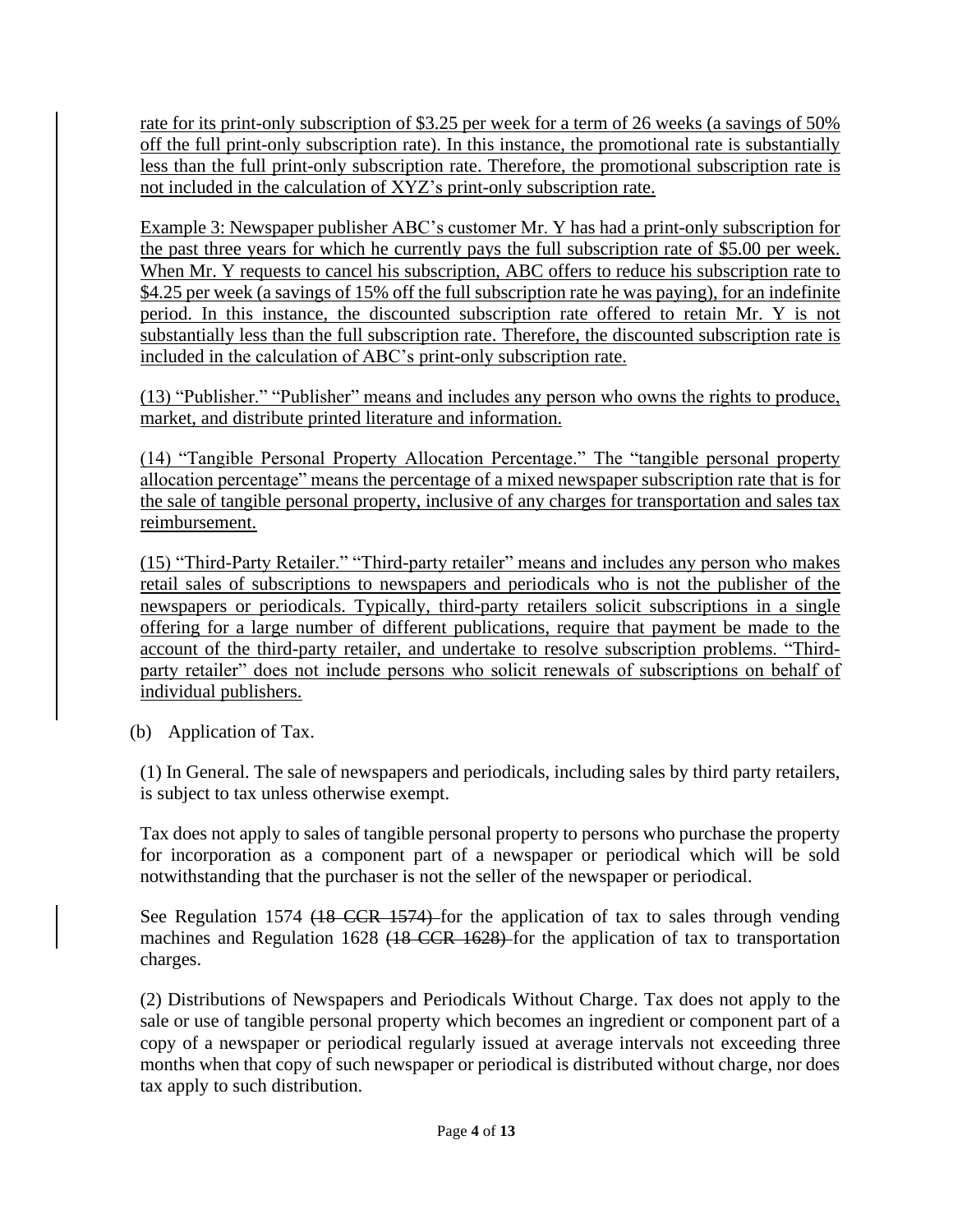rate for its print-only subscription of $3.25 per week for a term of 26 weeks (a savings of 50% off the full print-only subscription rate). In this instance, the promotional rate is substantially less than the full print-only subscription rate. Therefore, the promotional subscription rate is not included in the calculation of XYZ's print-only subscription rate.

Example 3: Newspaper publisher ABC's customer Mr. Y has had a print-only subscription for the past three years for which he currently pays the full subscription rate of $5.00 per week. When Mr. Y requests to cancel his subscription, ABC offers to reduce his subscription rate to $4.25 per week (a savings of 15% off the full subscription rate he was paying), for an indefinite period. In this instance, the discounted subscription rate offered to retain Mr. Y is not substantially less than the full subscription rate. Therefore, the discounted subscription rate is included in the calculation of ABC's print-only subscription rate.

(13) "Publisher." "Publisher" means and includes any person who owns the rights to produce, market, and distribute printed literature and information.

(14) "Tangible Personal Property Allocation Percentage." The "tangible personal property allocation percentage" means the percentage of a mixed newspaper subscription rate that is for the sale of tangible personal property, inclusive of any charges for transportation and sales tax reimbursement.

(15) "Third-Party Retailer." "Third-party retailer" means and includes any person who makes retail sales of subscriptions to newspapers and periodicals who is not the publisher of the newspapers or periodicals. Typically, third-party retailers solicit subscriptions in a single offering for a large number of different publications, require that payment be made to the account of the third-party retailer, and undertake to resolve subscription problems. "Third-party retailer" does not include persons who solicit renewals of subscriptions on behalf of individual publishers.

(b) Application of Tax.

(1) In General. The sale of newspapers and periodicals, including sales by third party retailers, is subject to tax unless otherwise exempt.

Tax does not apply to sales of tangible personal property to persons who purchase the property for incorporation as a component part of a newspaper or periodical which will be sold notwithstanding that the purchaser is not the seller of the newspaper or periodical.

See Regulation 1574 ~~(18 CCR 1574)~~ for the application of tax to sales through vending machines and Regulation 1628 ~~(18 CCR 1628)~~ for the application of tax to transportation charges.

(2) Distributions of Newspapers and Periodicals Without Charge. Tax does not apply to the sale or use of tangible personal property which becomes an ingredient or component part of a copy of a newspaper or periodical regularly issued at average intervals not exceeding three months when that copy of such newspaper or periodical is distributed without charge, nor does tax apply to such distribution.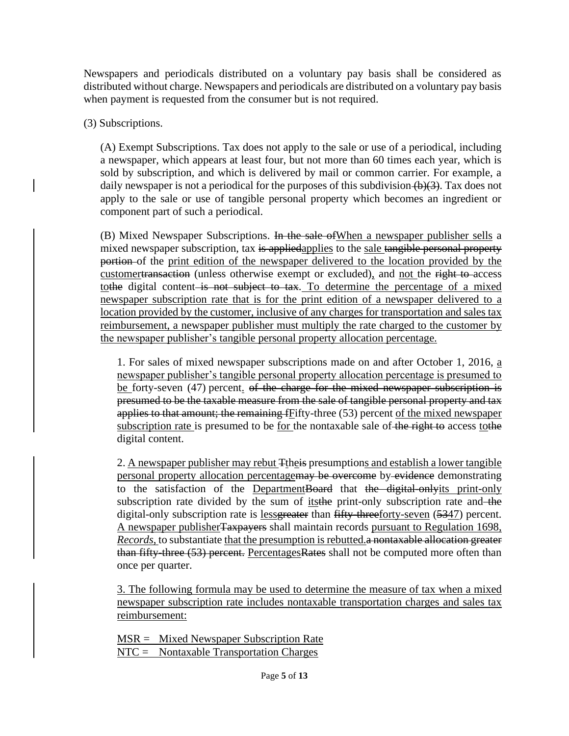Newspapers and periodicals distributed on a voluntary pay basis shall be considered as distributed without charge. Newspapers and periodicals are distributed on a voluntary pay basis when payment is requested from the consumer but is not required.

(3) Subscriptions.

(A) Exempt Subscriptions. Tax does not apply to the sale or use of a periodical, including a newspaper, which appears at least four, but not more than 60 times each year, which is sold by subscription, and which is delivered by mail or common carrier. For example, a daily newspaper is not a periodical for the purposes of this subdivision ~~(b)(3)~~. Tax does not apply to the sale or use of tangible personal property which becomes an ingredient or component part of such a periodical.

(B) Mixed Newspaper Subscriptions. ~~In the sale of~~<u>When a newspaper publisher sells</u> a mixed newspaper subscription, tax ~~is applied~~<u>applies</u> to the <u>sale</u> ~~tangible personal property portion~~ of the <u>print edition of the newspaper delivered to the location provided by the customer</u>~~transaction~~ (unless otherwise exempt or excluded)<u>,</u> and <u>not</u> the ~~right to~~ access <u>to</u>~~the~~ digital content ~~is not subject to tax~~. <u>To determine the percentage of a mixed newspaper subscription rate that is for the print edition of a newspaper delivered to a location provided by the customer, inclusive of any charges for transportation and sales tax reimbursement, a newspaper publisher must multiply the rate charged to the customer by the newspaper publisher's tangible personal property allocation percentage.</u>

1. For sales of mixed newspaper subscriptions made on and after October 1, 2016, <u>a newspaper publisher's tangible personal property allocation percentage is presumed to be</u> forty-seven (47) percent<u>.</u> ~~of the charge for the mixed newspaper subscription is presumed to be the taxable measure from the sale of tangible personal property and tax applies to that amount; the remaining f~~<u>F</u>ifty-three (53) percent <u>of the mixed newspaper subscription rate</u> is presumed to be <u>for</u> the nontaxable sale of ~~the right to~~ access <u>to</u>~~the~~ digital content.

2. <u>A newspaper publisher may rebut</u> ~~T~~<u>t</u>h<u>e</u>~~is~~ presumption<u>s and establish a lower tangible personal property allocation percentage</u>~~may be overcome~~ by ~~evidence~~ demonstrating to the satisfaction of the <u>Department</u>~~Board~~ that ~~the digital-only~~<u>its print-only</u> subscription rate divided by the sum of <u>its</u>~~the~~ print-only subscription rate and ~~the~~ digital-only subscription rate is <u>less</u>~~greater~~ than ~~fifty-three~~<u>forty-seven</u> (~~53~~<u>47</u>) percent. <u>A newspaper publisher</u>~~Taxpayers~~ shall maintain records <u>pursuant to Regulation 1698, *Records*,</u> to substantiate <u>that the presumption is rebutted.</u>~~a nontaxable allocation greater than fifty-three (53) percent.~~ <u>Percentages</u>~~Rates~~ shall not be computed more often than once per quarter.

<u>3. The following formula may be used to determine the measure of tax when a mixed newspaper subscription rate includes nontaxable transportation charges and sales tax reimbursement:</u>

<u>MSR = Mixed Newspaper Subscription Rate</u>
<u>NTC = Nontaxable Transportation Charges</u>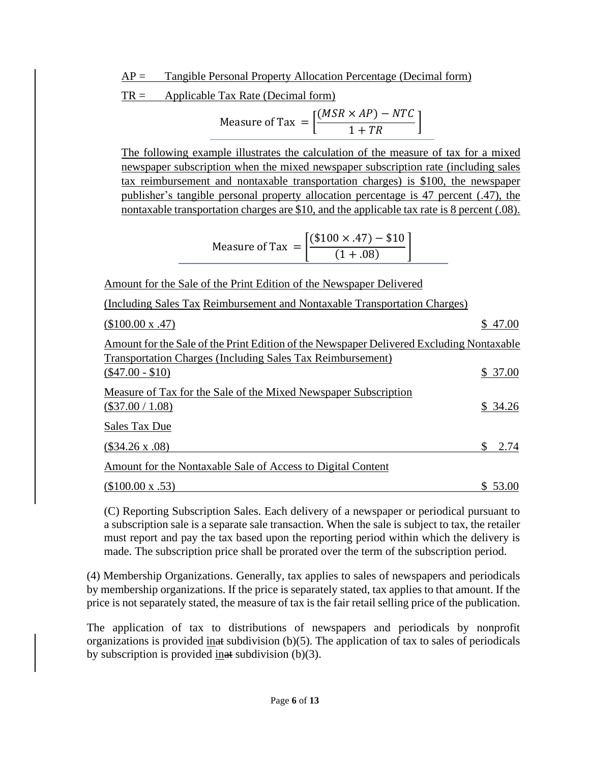AP = Tangible Personal Property Allocation Percentage (Decimal form)

TR = Applicable Tax Rate (Decimal form)

$$\text{Measure of Tax } = \left[\frac{(MSR \times AP) - NTC}{1 + TR}\right]$$

The following example illustrates the calculation of the measure of tax for a mixed newspaper subscription when the mixed newspaper subscription rate (including sales tax reimbursement and nontaxable transportation charges) is $100, the newspaper publisher's tangible personal property allocation percentage is 47 percent (.47), the nontaxable transportation charges are $10, and the applicable tax rate is 8 percent (.08).

$$\text{Measure of Tax } = \left[\frac{(\$100 \times .47) - \$10}{(1 + .08)}\right]$$

| | |
|---|---|
| Amount for the Sale of the Print Edition of the Newspaper Delivered (Including Sales Tax Reimbursement and Nontaxable Transportation Charges) ($100.00 x .47) | $ 47.00 |
| Amount for the Sale of the Print Edition of the Newspaper Delivered Excluding Nontaxable Transportation Charges (Including Sales Tax Reimbursement) ($47.00 - $10) | $ 37.00 |
| Measure of Tax for the Sale of the Mixed Newspaper Subscription ($37.00 / 1.08) | $ 34.26 |
| Sales Tax Due ($34.26 x .08) | $ 2.74 |
| Amount for the Nontaxable Sale of Access to Digital Content ($100.00 x .53) | $ 53.00 |

(C) Reporting Subscription Sales. Each delivery of a newspaper or periodical pursuant to a subscription sale is a separate sale transaction. When the sale is subject to tax, the retailer must report and pay the tax based upon the reporting period within which the delivery is made. The subscription price shall be prorated over the term of the subscription period.

(4) Membership Organizations. Generally, tax applies to sales of newspapers and periodicals by membership organizations. If the price is separately stated, tax applies to that amount. If the price is not separately stated, the measure of tax is the fair retail selling price of the publication.

The application of tax to distributions of newspapers and periodicals by nonprofit organizations is provided in~~at~~ subdivision (b)(5). The application of tax to sales of periodicals by subscription is provided in~~at~~ subdivision (b)(3).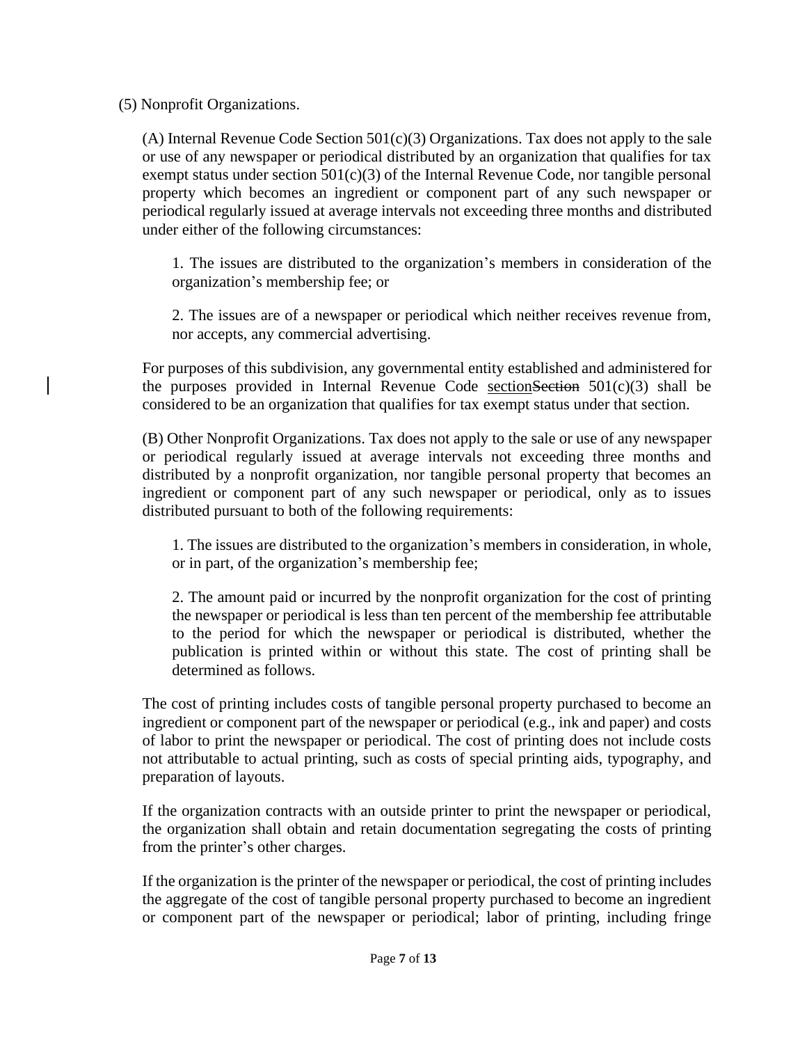(5) Nonprofit Organizations.

(A) Internal Revenue Code Section 501(c)(3) Organizations. Tax does not apply to the sale or use of any newspaper or periodical distributed by an organization that qualifies for tax exempt status under section 501(c)(3) of the Internal Revenue Code, nor tangible personal property which becomes an ingredient or component part of any such newspaper or periodical regularly issued at average intervals not exceeding three months and distributed under either of the following circumstances:

1. The issues are distributed to the organization's members in consideration of the organization's membership fee; or

2. The issues are of a newspaper or periodical which neither receives revenue from, nor accepts, any commercial advertising.

For purposes of this subdivision, any governmental entity established and administered for the purposes provided in Internal Revenue Code <u>section</u>~~Section~~ 501(c)(3) shall be considered to be an organization that qualifies for tax exempt status under that section.

(B) Other Nonprofit Organizations. Tax does not apply to the sale or use of any newspaper or periodical regularly issued at average intervals not exceeding three months and distributed by a nonprofit organization, nor tangible personal property that becomes an ingredient or component part of any such newspaper or periodical, only as to issues distributed pursuant to both of the following requirements:

1. The issues are distributed to the organization's members in consideration, in whole, or in part, of the organization's membership fee;

2. The amount paid or incurred by the nonprofit organization for the cost of printing the newspaper or periodical is less than ten percent of the membership fee attributable to the period for which the newspaper or periodical is distributed, whether the publication is printed within or without this state. The cost of printing shall be determined as follows.

The cost of printing includes costs of tangible personal property purchased to become an ingredient or component part of the newspaper or periodical (e.g., ink and paper) and costs of labor to print the newspaper or periodical. The cost of printing does not include costs not attributable to actual printing, such as costs of special printing aids, typography, and preparation of layouts.

If the organization contracts with an outside printer to print the newspaper or periodical, the organization shall obtain and retain documentation segregating the costs of printing from the printer's other charges.

If the organization is the printer of the newspaper or periodical, the cost of printing includes the aggregate of the cost of tangible personal property purchased to become an ingredient or component part of the newspaper or periodical; labor of printing, including fringe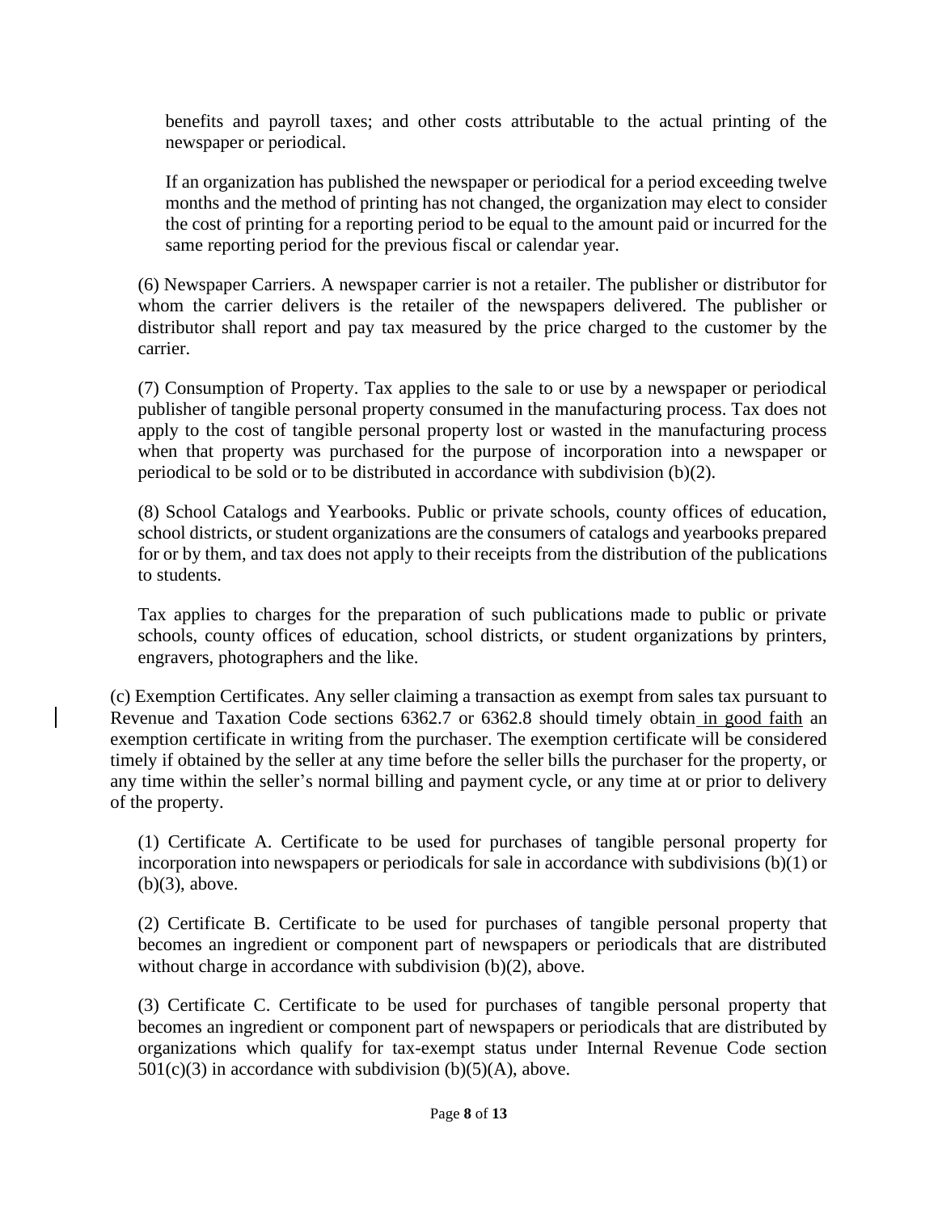benefits and payroll taxes; and other costs attributable to the actual printing of the newspaper or periodical.

If an organization has published the newspaper or periodical for a period exceeding twelve months and the method of printing has not changed, the organization may elect to consider the cost of printing for a reporting period to be equal to the amount paid or incurred for the same reporting period for the previous fiscal or calendar year.

(6) Newspaper Carriers. A newspaper carrier is not a retailer. The publisher or distributor for whom the carrier delivers is the retailer of the newspapers delivered. The publisher or distributor shall report and pay tax measured by the price charged to the customer by the carrier.

(7) Consumption of Property. Tax applies to the sale to or use by a newspaper or periodical publisher of tangible personal property consumed in the manufacturing process. Tax does not apply to the cost of tangible personal property lost or wasted in the manufacturing process when that property was purchased for the purpose of incorporation into a newspaper or periodical to be sold or to be distributed in accordance with subdivision (b)(2).

(8) School Catalogs and Yearbooks. Public or private schools, county offices of education, school districts, or student organizations are the consumers of catalogs and yearbooks prepared for or by them, and tax does not apply to their receipts from the distribution of the publications to students.

Tax applies to charges for the preparation of such publications made to public or private schools, county offices of education, school districts, or student organizations by printers, engravers, photographers and the like.

(c) Exemption Certificates. Any seller claiming a transaction as exempt from sales tax pursuant to Revenue and Taxation Code sections 6362.7 or 6362.8 should timely obtain in good faith an exemption certificate in writing from the purchaser. The exemption certificate will be considered timely if obtained by the seller at any time before the seller bills the purchaser for the property, or any time within the seller's normal billing and payment cycle, or any time at or prior to delivery of the property.

(1) Certificate A. Certificate to be used for purchases of tangible personal property for incorporation into newspapers or periodicals for sale in accordance with subdivisions (b)(1) or (b)(3), above.

(2) Certificate B. Certificate to be used for purchases of tangible personal property that becomes an ingredient or component part of newspapers or periodicals that are distributed without charge in accordance with subdivision (b)(2), above.

(3) Certificate C. Certificate to be used for purchases of tangible personal property that becomes an ingredient or component part of newspapers or periodicals that are distributed by organizations which qualify for tax-exempt status under Internal Revenue Code section 501(c)(3) in accordance with subdivision (b)(5)(A), above.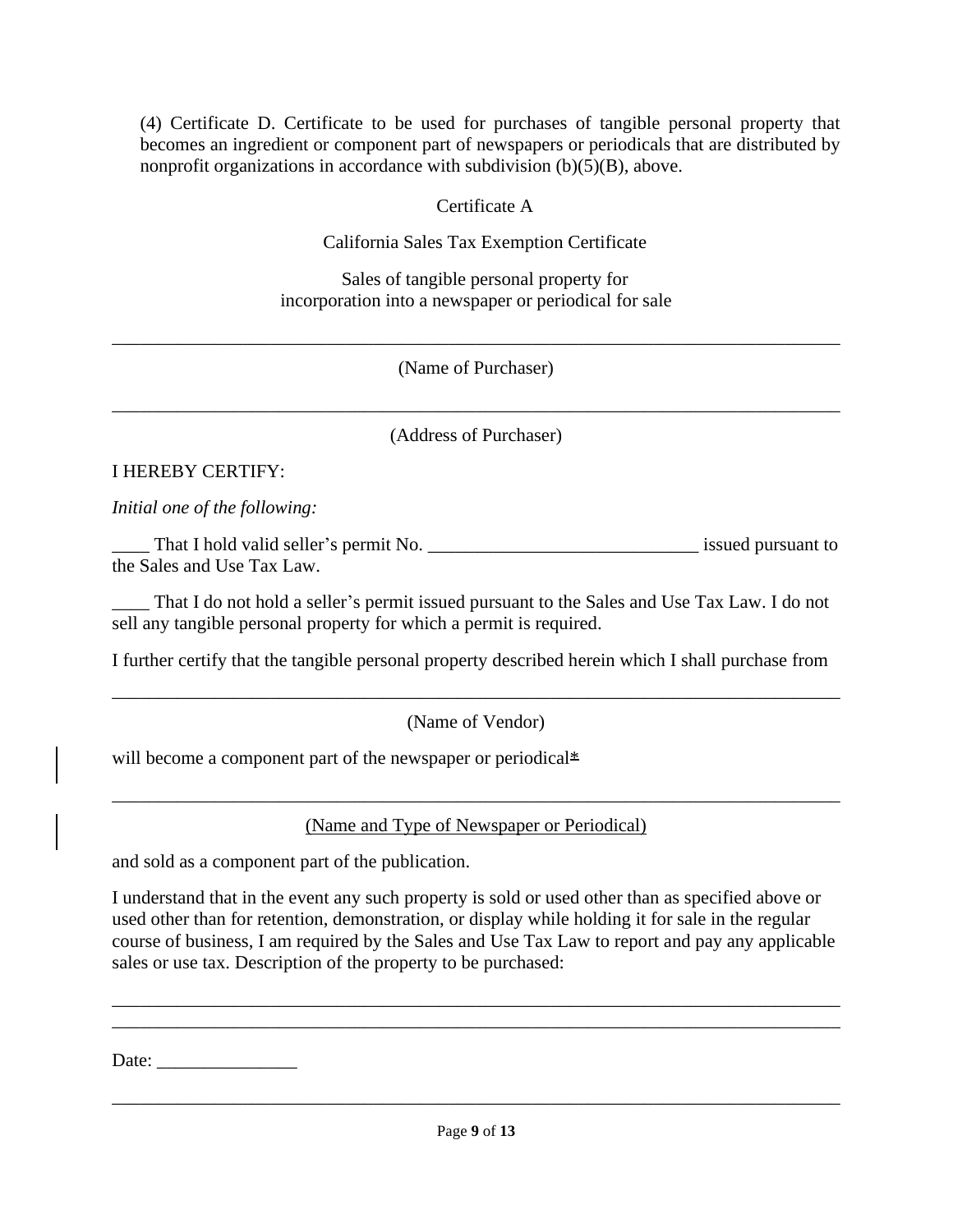(4) Certificate D. Certificate to be used for purchases of tangible personal property that becomes an ingredient or component part of newspapers or periodicals that are distributed by nonprofit organizations in accordance with subdivision (b)(5)(B), above.

Certificate A

California Sales Tax Exemption Certificate

Sales of tangible personal property for incorporation into a newspaper or periodical for sale

______________________________________________________________________________

(Name of Purchaser)

______________________________________________________________________________

(Address of Purchaser)

I HEREBY CERTIFY:

*Initial one of the following:*

____ That I hold valid seller's permit No. _____________________________ issued pursuant to the Sales and Use Tax Law.

____ That I do not hold a seller's permit issued pursuant to the Sales and Use Tax Law. I do not sell any tangible personal property for which a permit is required.

I further certify that the tangible personal property described herein which I shall purchase from

______________________________________________________________________________

(Name of Vendor)

will become a component part of the newspaper or periodical*

______________________________________________________________________________

(Name and Type of Newspaper or Periodical)

and sold as a component part of the publication.

I understand that in the event any such property is sold or used other than as specified above or used other than for retention, demonstration, or display while holding it for sale in the regular course of business, I am required by the Sales and Use Tax Law to report and pay any applicable sales or use tax. Description of the property to be purchased:

______________________________________________________________________________

______________________________________________________________________________

Date: _______________

______________________________________________________________________________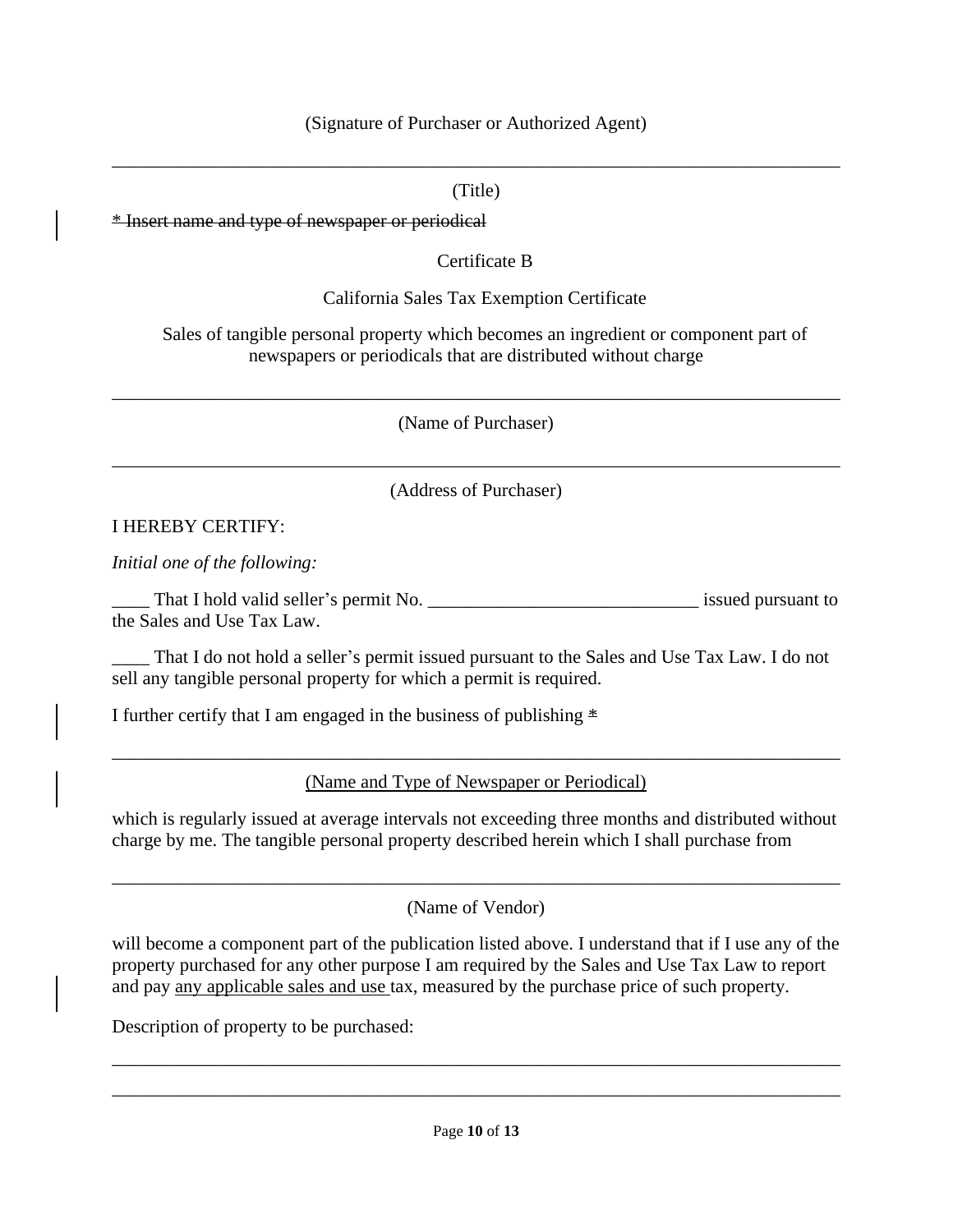(Signature of Purchaser or Authorized Agent)

\_\_\_\_\_\_\_\_\_\_\_\_\_\_\_\_\_\_\_\_\_\_\_\_\_\_\_\_\_\_\_\_\_\_\_\_\_\_\_\_\_\_\_\_\_\_\_\_\_\_\_\_\_\_\_\_\_\_\_\_\_\_\_\_\_\_\_\_\_\_\_\_\_\_\_\_

(Title)

~~* Insert name and type of newspaper or periodical~~

Certificate B

California Sales Tax Exemption Certificate

Sales of tangible personal property which becomes an ingredient or component part of newspapers or periodicals that are distributed without charge

\_\_\_\_\_\_\_\_\_\_\_\_\_\_\_\_\_\_\_\_\_\_\_\_\_\_\_\_\_\_\_\_\_\_\_\_\_\_\_\_\_\_\_\_\_\_\_\_\_\_\_\_\_\_\_\_\_\_\_\_\_\_\_\_\_\_\_\_\_\_\_\_\_\_\_\_

(Name of Purchaser)

\_\_\_\_\_\_\_\_\_\_\_\_\_\_\_\_\_\_\_\_\_\_\_\_\_\_\_\_\_\_\_\_\_\_\_\_\_\_\_\_\_\_\_\_\_\_\_\_\_\_\_\_\_\_\_\_\_\_\_\_\_\_\_\_\_\_\_\_\_\_\_\_\_\_\_\_

(Address of Purchaser)

I HEREBY CERTIFY:

*Initial one of the following:*

\_\_\_\_ That I hold valid seller's permit No. \_\_\_\_\_\_\_\_\_\_\_\_\_\_\_\_\_\_\_\_\_\_\_\_\_\_\_\_\_ issued pursuant to the Sales and Use Tax Law.

\_\_\_\_ That I do not hold a seller's permit issued pursuant to the Sales and Use Tax Law. I do not sell any tangible personal property for which a permit is required.

I further certify that I am engaged in the business of publishing ~~*~~

\_\_\_\_\_\_\_\_\_\_\_\_\_\_\_\_\_\_\_\_\_\_\_\_\_\_\_\_\_\_\_\_\_\_\_\_\_\_\_\_\_\_\_\_\_\_\_\_\_\_\_\_\_\_\_\_\_\_\_\_\_\_\_\_\_\_\_\_\_\_\_\_\_\_\_\_

<u>(Name and Type of Newspaper or Periodical)</u>

which is regularly issued at average intervals not exceeding three months and distributed without charge by me. The tangible personal property described herein which I shall purchase from

\_\_\_\_\_\_\_\_\_\_\_\_\_\_\_\_\_\_\_\_\_\_\_\_\_\_\_\_\_\_\_\_\_\_\_\_\_\_\_\_\_\_\_\_\_\_\_\_\_\_\_\_\_\_\_\_\_\_\_\_\_\_\_\_\_\_\_\_\_\_\_\_\_\_\_\_

(Name of Vendor)

will become a component part of the publication listed above. I understand that if I use any of the property purchased for any other purpose I am required by the Sales and Use Tax Law to report and pay <u>any applicable sales and use</u> tax, measured by the purchase price of such property.

Description of property to be purchased:

\_\_\_\_\_\_\_\_\_\_\_\_\_\_\_\_\_\_\_\_\_\_\_\_\_\_\_\_\_\_\_\_\_\_\_\_\_\_\_\_\_\_\_\_\_\_\_\_\_\_\_\_\_\_\_\_\_\_\_\_\_\_\_\_\_\_\_\_\_\_\_\_\_\_\_\_

\_\_\_\_\_\_\_\_\_\_\_\_\_\_\_\_\_\_\_\_\_\_\_\_\_\_\_\_\_\_\_\_\_\_\_\_\_\_\_\_\_\_\_\_\_\_\_\_\_\_\_\_\_\_\_\_\_\_\_\_\_\_\_\_\_\_\_\_\_\_\_\_\_\_\_\_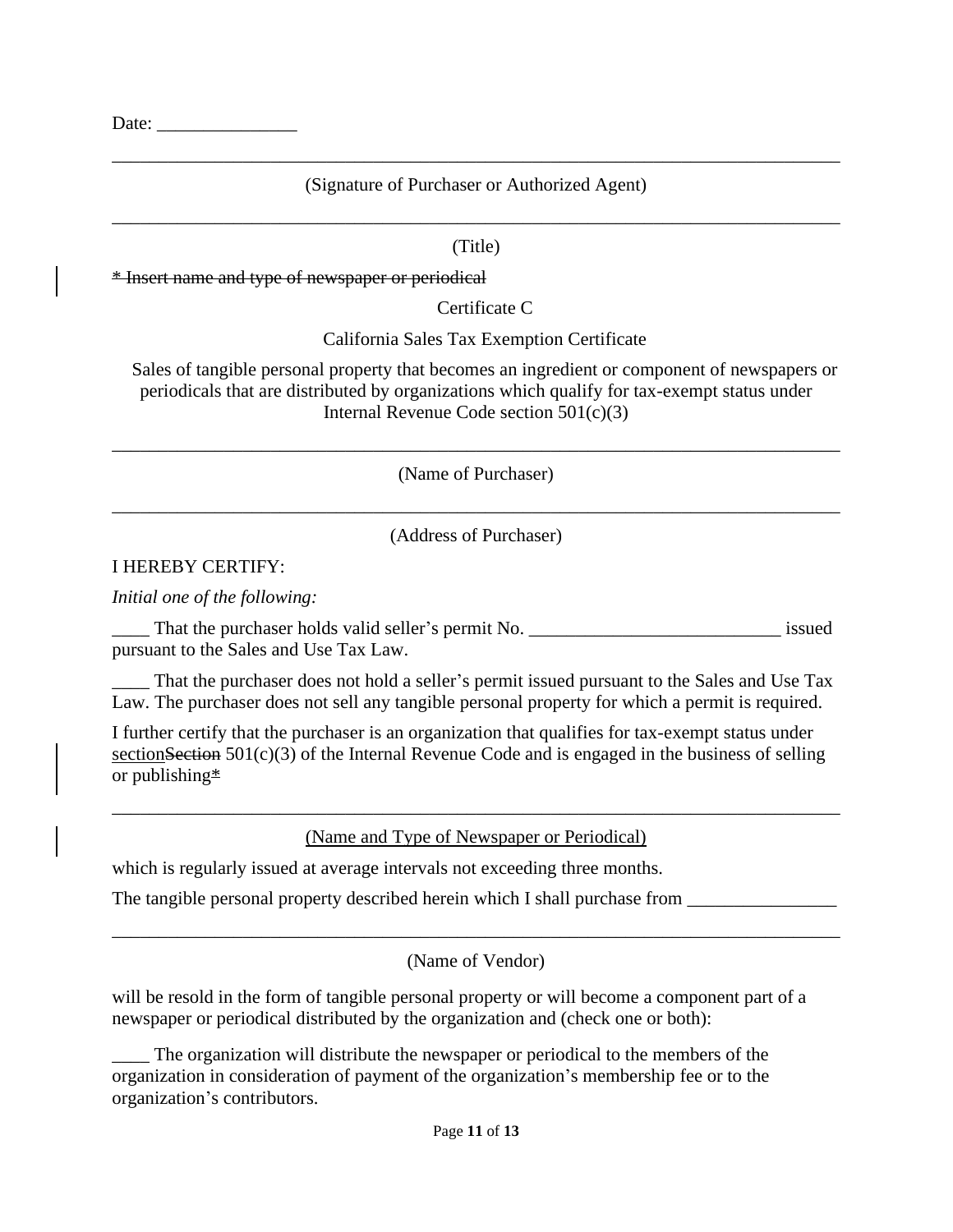Date: _______________

______________________________________________________________________________

(Signature of Purchaser or Authorized Agent)

______________________________________________________________________________

(Title)

~~* Insert name and type of newspaper or periodical~~

Certificate C

California Sales Tax Exemption Certificate

Sales of tangible personal property that becomes an ingredient or component of newspapers or periodicals that are distributed by organizations which qualify for tax-exempt status under Internal Revenue Code section 501(c)(3)

______________________________________________________________________________

(Name of Purchaser)

______________________________________________________________________________

(Address of Purchaser)

I HEREBY CERTIFY:

*Initial one of the following:*

____ That the purchaser holds valid seller's permit No. ___________________________ issued pursuant to the Sales and Use Tax Law.

____ That the purchaser does not hold a seller's permit issued pursuant to the Sales and Use Tax Law. The purchaser does not sell any tangible personal property for which a permit is required.

I further certify that the purchaser is an organization that qualifies for tax-exempt status under <u>section</u>~~Section~~ 501(c)(3) of the Internal Revenue Code and is engaged in the business of selling or publishing<u>*</u>

______________________________________________________________________________

<u>(Name and Type of Newspaper or Periodical)</u>

which is regularly issued at average intervals not exceeding three months.

The tangible personal property described herein which I shall purchase from ________________

______________________________________________________________________________

(Name of Vendor)

will be resold in the form of tangible personal property or will become a component part of a newspaper or periodical distributed by the organization and (check one or both):

____ The organization will distribute the newspaper or periodical to the members of the organization in consideration of payment of the organization's membership fee or to the organization's contributors.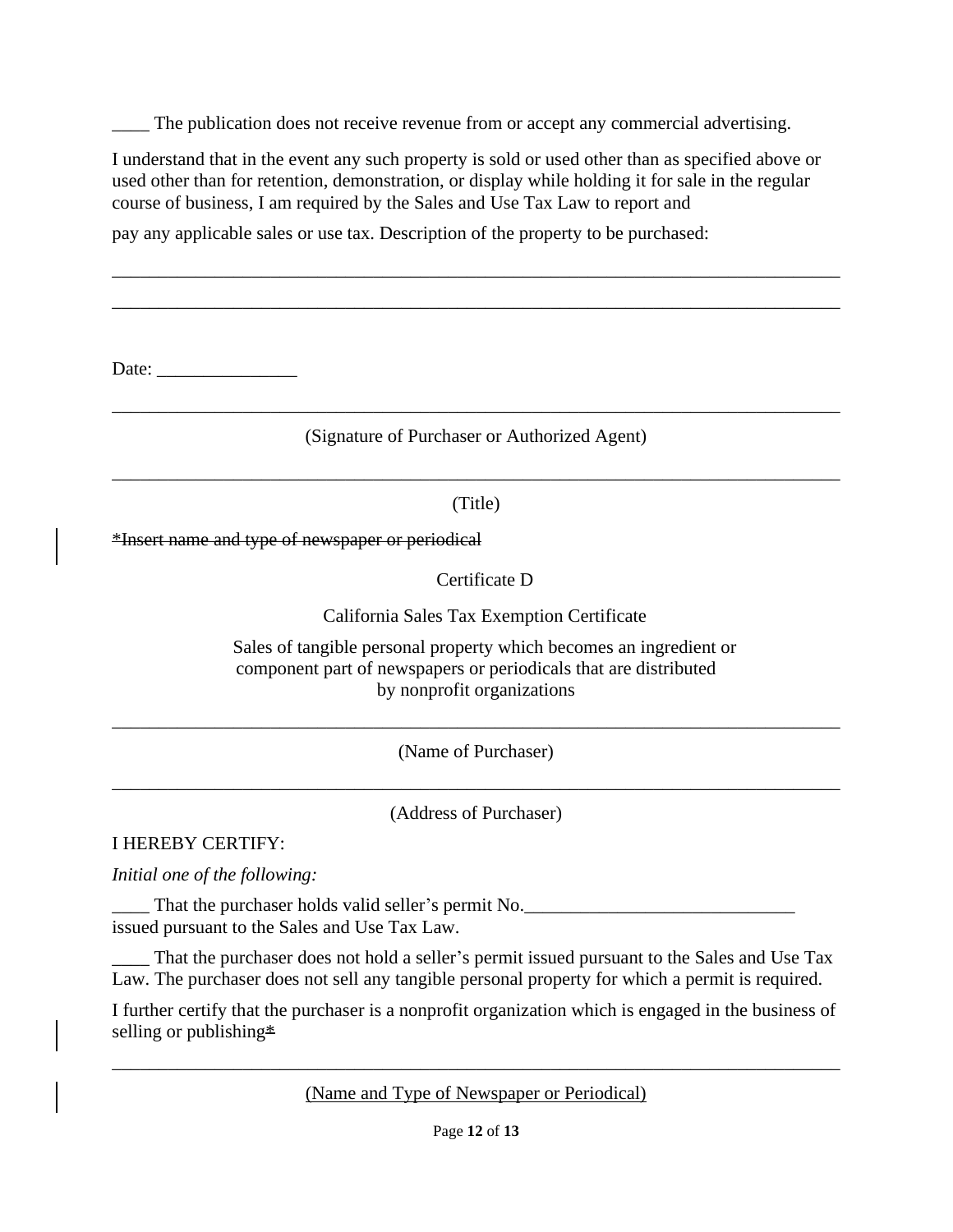____ The publication does not receive revenue from or accept any commercial advertising.

I understand that in the event any such property is sold or used other than as specified above or used other than for retention, demonstration, or display while holding it for sale in the regular course of business, I am required by the Sales and Use Tax Law to report and

pay any applicable sales or use tax. Description of the property to be purchased:

_______________________________________________________________________________

_______________________________________________________________________________

Date: _______________

_______________________________________________________________________________

(Signature of Purchaser or Authorized Agent)

_______________________________________________________________________________

(Title)

~~*Insert name and type of newspaper or periodical~~

Certificate D

California Sales Tax Exemption Certificate

Sales of tangible personal property which becomes an ingredient or component part of newspapers or periodicals that are distributed by nonprofit organizations

_______________________________________________________________________________

(Name of Purchaser)

_______________________________________________________________________________

(Address of Purchaser)

I HEREBY CERTIFY:

*Initial one of the following:*

____ That the purchaser holds valid seller's permit No.____________________________ issued pursuant to the Sales and Use Tax Law.

____ That the purchaser does not hold a seller's permit issued pursuant to the Sales and Use Tax Law. The purchaser does not sell any tangible personal property for which a permit is required.

I further certify that the purchaser is a nonprofit organization which is engaged in the business of selling or publishing*

_______________________________________________________________________________

(Name and Type of Newspaper or Periodical)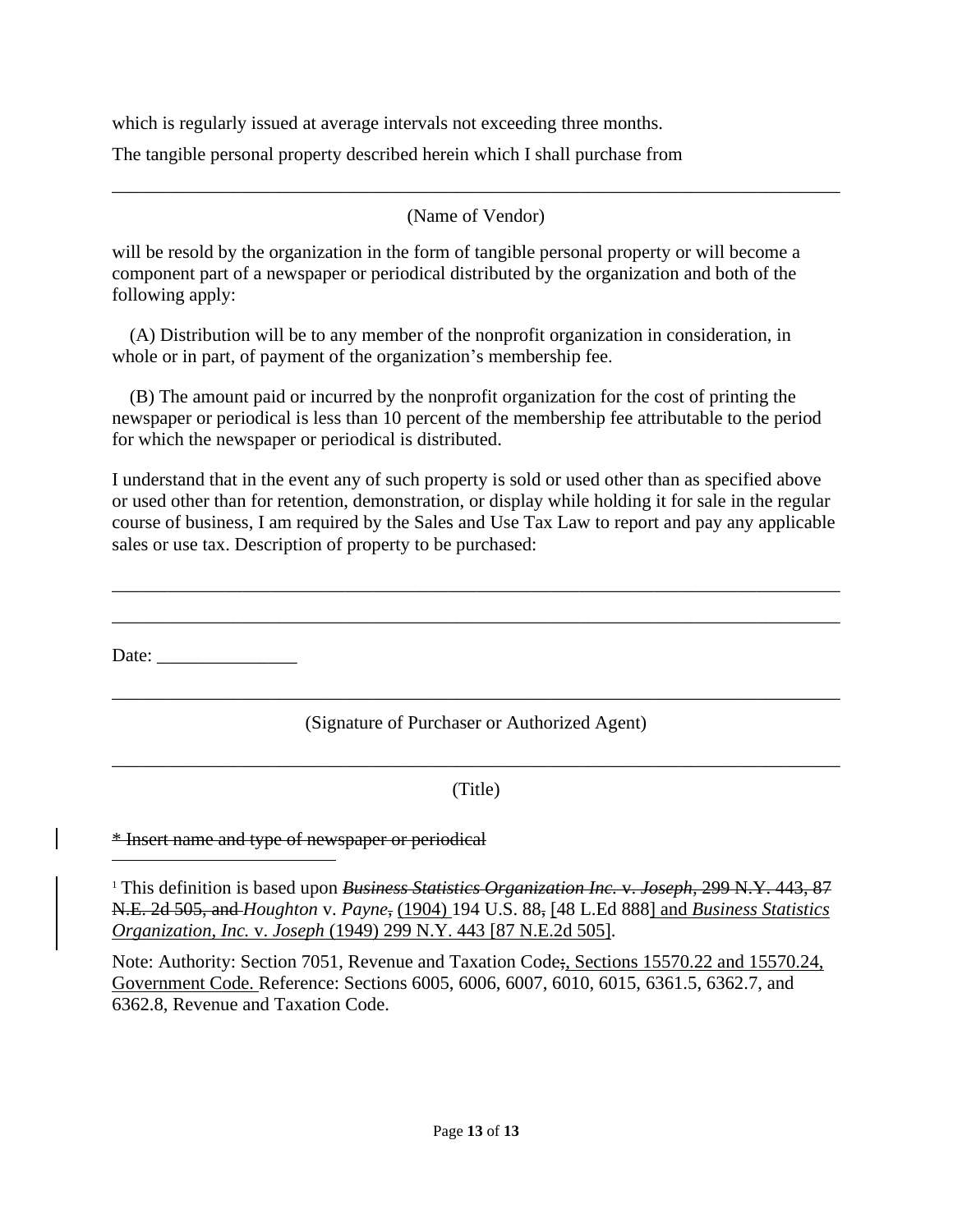which is regularly issued at average intervals not exceeding three months.

The tangible personal property described herein which I shall purchase from

\_\_\_\_\_\_\_\_\_\_\_\_\_\_\_\_\_\_\_\_\_\_\_\_\_\_\_\_\_\_\_\_\_\_\_\_\_\_\_\_\_\_\_\_\_\_\_\_\_\_\_\_\_\_\_\_\_\_\_\_\_\_\_\_\_\_\_\_\_\_

(Name of Vendor)

will be resold by the organization in the form of tangible personal property or will become a component part of a newspaper or periodical distributed by the organization and both of the following apply:

(A) Distribution will be to any member of the nonprofit organization in consideration, in whole or in part, of payment of the organization's membership fee.

(B) The amount paid or incurred by the nonprofit organization for the cost of printing the newspaper or periodical is less than 10 percent of the membership fee attributable to the period for which the newspaper or periodical is distributed.

I understand that in the event any of such property is sold or used other than as specified above or used other than for retention, demonstration, or display while holding it for sale in the regular course of business, I am required by the Sales and Use Tax Law to report and pay any applicable sales or use tax. Description of property to be purchased:

\_\_\_\_\_\_\_\_\_\_\_\_\_\_\_\_\_\_\_\_\_\_\_\_\_\_\_\_\_\_\_\_\_\_\_\_\_\_\_\_\_\_\_\_\_\_\_\_\_\_\_\_\_\_\_\_\_\_\_\_\_\_\_\_\_\_\_\_\_\_

\_\_\_\_\_\_\_\_\_\_\_\_\_\_\_\_\_\_\_\_\_\_\_\_\_\_\_\_\_\_\_\_\_\_\_\_\_\_\_\_\_\_\_\_\_\_\_\_\_\_\_\_\_\_\_\_\_\_\_\_\_\_\_\_\_\_\_\_\_\_

Date: \_\_\_\_\_\_\_\_\_\_\_\_\_\_\_

\_\_\_\_\_\_\_\_\_\_\_\_\_\_\_\_\_\_\_\_\_\_\_\_\_\_\_\_\_\_\_\_\_\_\_\_\_\_\_\_\_\_\_\_\_\_\_\_\_\_\_\_\_\_\_\_\_\_\_\_\_\_\_\_\_\_\_\_\_\_

(Signature of Purchaser or Authorized Agent)

\_\_\_\_\_\_\_\_\_\_\_\_\_\_\_\_\_\_\_\_\_\_\_\_\_\_\_\_\_\_\_\_\_\_\_\_\_\_\_\_\_\_\_\_\_\_\_\_\_\_\_\_\_\_\_\_\_\_\_\_\_\_\_\_\_\_\_\_\_\_

(Title)

~~* Insert name and type of newspaper or periodical~~

---

[1] This definition is based upon ~~*Business Statistics Organization Inc.* v. *Joseph,* 299 N.Y. 443, 87 N.E. 2d 505, and~~ *Houghton* v. *Payne*~~,~~ <u>(1904)</u> 194 U.S. 88~~,~~ <u>[48 L.Ed 888] and *Business Statistics Organization, Inc.* v. *Joseph* (1949) 299 N.Y. 443 [87 N.E.2d 505]</u>.

Note: Authority: Section 7051, Revenue and Taxation Code~~;~~<u>, Sections 15570.22 and 15570.24, Government Code.</u> Reference: Sections 6005, 6006, 6007, 6010, 6015, 6361.5, 6362.7, and 6362.8, Revenue and Taxation Code.